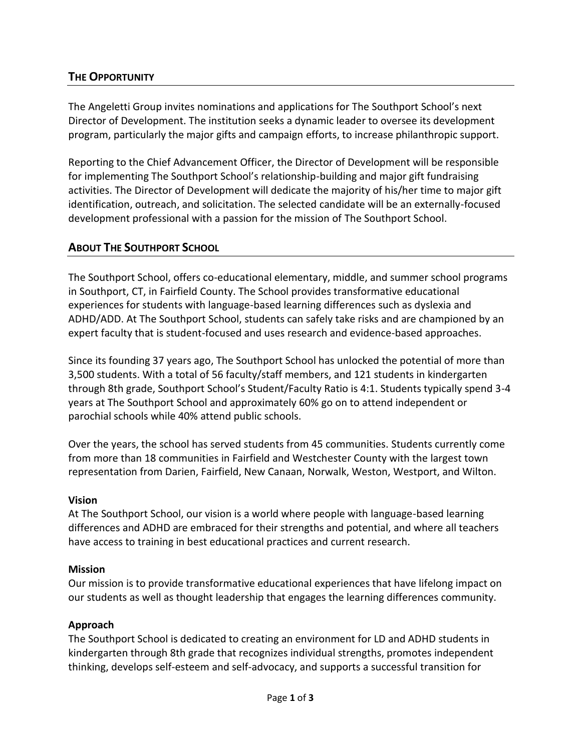## The Opportunity

The Angeletti Group invites nominations and applications for The Southport School's next Director of Development. The institution seeks a dynamic leader to oversee its development program, particularly the major gifts and campaign efforts, to increase philanthropic support.

Reporting to the Chief Advancement Officer, the Director of Development will be responsible for implementing The Southport School's relationship-building and major gift fundraising activities. The Director of Development will dedicate the majority of his/her time to major gift identification, outreach, and solicitation. The selected candidate will be an externally-focused development professional with a passion for the mission of The Southport School.

## About The Southport School

The Southport School, offers co-educational elementary, middle, and summer school programs in Southport, CT, in Fairfield County. The School provides transformative educational experiences for students with language-based learning differences such as dyslexia and ADHD/ADD. At The Southport School, students can safely take risks and are championed by an expert faculty that is student-focused and uses research and evidence-based approaches.

Since its founding 37 years ago, The Southport School has unlocked the potential of more than 3,500 students. With a total of 56 faculty/staff members, and 121 students in kindergarten through 8th grade, Southport School's Student/Faculty Ratio is 4:1. Students typically spend 3-4 years at The Southport School and approximately 60% go on to attend independent or parochial schools while 40% attend public schools.

Over the years, the school has served students from 45 communities. Students currently come from more than 18 communities in Fairfield and Westchester County with the largest town representation from Darien, Fairfield, New Canaan, Norwalk, Weston, Westport, and Wilton.

**Vision**
At The Southport School, our vision is a world where people with language-based learning differences and ADHD are embraced for their strengths and potential, and where all teachers have access to training in best educational practices and current research.

**Mission**
Our mission is to provide transformative educational experiences that have lifelong impact on our students as well as thought leadership that engages the learning differences community.

**Approach**
The Southport School is dedicated to creating an environment for LD and ADHD students in kindergarten through 8th grade that recognizes individual strengths, promotes independent thinking, develops self-esteem and self-advocacy, and supports a successful transition for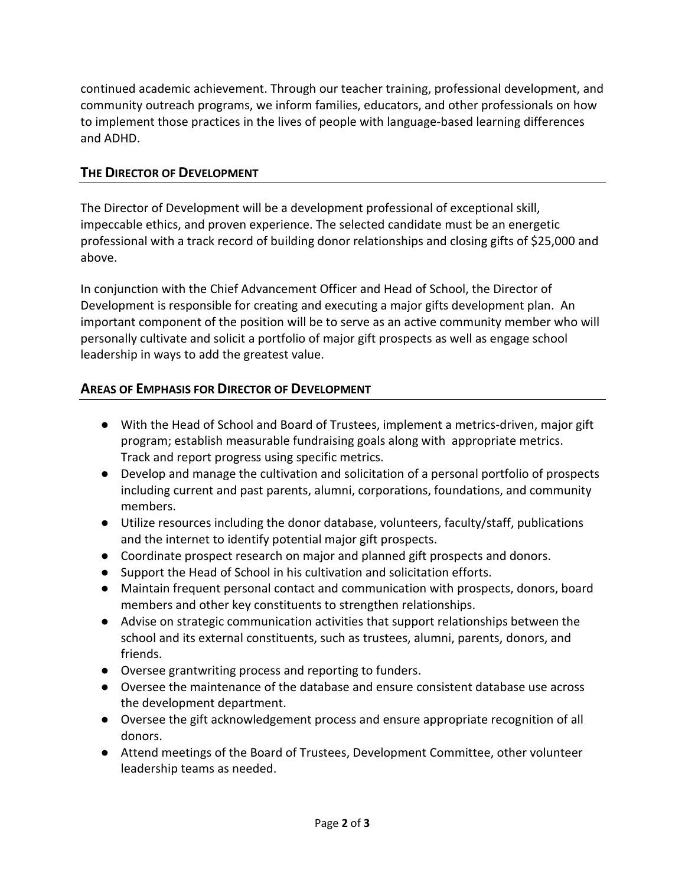continued academic achievement. Through our teacher training, professional development, and community outreach programs, we inform families, educators, and other professionals on how to implement those practices in the lives of people with language-based learning differences and ADHD.

## THE DIRECTOR OF DEVELOPMENT

The Director of Development will be a development professional of exceptional skill, impeccable ethics, and proven experience. The selected candidate must be an energetic professional with a track record of building donor relationships and closing gifts of $25,000 and above.

In conjunction with the Chief Advancement Officer and Head of School, the Director of Development is responsible for creating and executing a major gifts development plan. An important component of the position will be to serve as an active community member who will personally cultivate and solicit a portfolio of major gift prospects as well as engage school leadership in ways to add the greatest value.

## AREAS OF EMPHASIS FOR DIRECTOR OF DEVELOPMENT

- With the Head of School and Board of Trustees, implement a metrics-driven, major gift program; establish measurable fundraising goals along with appropriate metrics. Track and report progress using specific metrics.
- Develop and manage the cultivation and solicitation of a personal portfolio of prospects including current and past parents, alumni, corporations, foundations, and community members.
- Utilize resources including the donor database, volunteers, faculty/staff, publications and the internet to identify potential major gift prospects.
- Coordinate prospect research on major and planned gift prospects and donors.
- Support the Head of School in his cultivation and solicitation efforts.
- Maintain frequent personal contact and communication with prospects, donors, board members and other key constituents to strengthen relationships.
- Advise on strategic communication activities that support relationships between the school and its external constituents, such as trustees, alumni, parents, donors, and friends.
- Oversee grantwriting process and reporting to funders.
- Oversee the maintenance of the database and ensure consistent database use across the development department.
- Oversee the gift acknowledgement process and ensure appropriate recognition of all donors.
- Attend meetings of the Board of Trustees, Development Committee, other volunteer leadership teams as needed.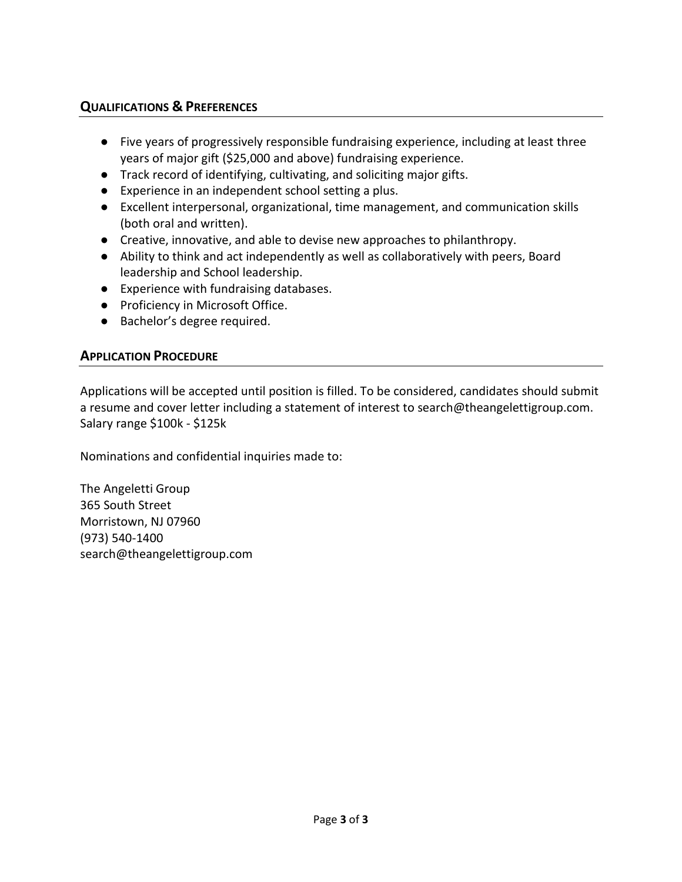## Qualifications & Preferences

- Five years of progressively responsible fundraising experience, including at least three years of major gift ($25,000 and above) fundraising experience.
- Track record of identifying, cultivating, and soliciting major gifts.
- Experience in an independent school setting a plus.
- Excellent interpersonal, organizational, time management, and communication skills (both oral and written).
- Creative, innovative, and able to devise new approaches to philanthropy.
- Ability to think and act independently as well as collaboratively with peers, Board leadership and School leadership.
- Experience with fundraising databases.
- Proficiency in Microsoft Office.
- Bachelor's degree required.

## Application Procedure

Applications will be accepted until position is filled. To be considered, candidates should submit a resume and cover letter including a statement of interest to search@theangelettigroup.com. Salary range $100k - $125k

Nominations and confidential inquiries made to:

The Angeletti Group
365 South Street
Morristown, NJ 07960
(973) 540-1400
search@theangelettigroup.com